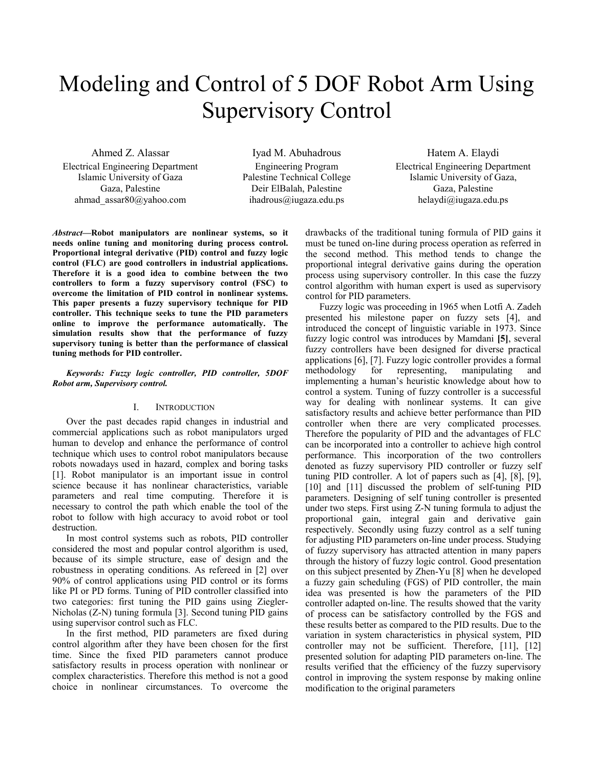# Modeling and Control of 5 DOF Robot Arm Using Supervisory Control

Ahmed Z. Alassar
Electrical Engineering Department
Islamic University of Gaza
Gaza, Palestine
ahmad_assar80@yahoo.com

Iyad M. Abuhadrous
Engineering Program
Palestine Technical College
Deir ElBalah, Palestine
ihadrous@iugaza.edu.ps

Hatem A. Elaydi
Electrical Engineering Department
Islamic University of Gaza,
Gaza, Palestine
helaydi@iugaza.edu.ps

***Abstract*—Robot manipulators are nonlinear systems, so it needs online tuning and monitoring during process control. Proportional integral derivative (PID) control and fuzzy logic control (FLC) are good controllers in industrial applications. Therefore it is a good idea to combine between the two controllers to form a fuzzy supervisory control (FSC) to overcome the limitation of PID control in nonlinear systems. This paper presents a fuzzy supervisory technique for PID controller. This technique seeks to tune the PID parameters online to improve the performance automatically. The simulation results show that the performance of fuzzy supervisory tuning is better than the performance of classical tuning methods for PID controller.**

***Keywords: Fuzzy logic controller, PID controller, 5DOF Robot arm, Supervisory control.***

## I. INTRODUCTION

Over the past decades rapid changes in industrial and commercial applications such as robot manipulators urged human to develop and enhance the performance of control technique which uses to control robot manipulators because robots nowadays used in hazard, complex and boring tasks [1]. Robot manipulator is an important issue in control science because it has nonlinear characteristics, variable parameters and real time computing. Therefore it is necessary to control the path which enable the tool of the robot to follow with high accuracy to avoid robot or tool destruction.

In most control systems such as robots, PID controller considered the most and popular control algorithm is used, because of its simple structure, ease of design and the robustness in operating conditions. As refereed in [2] over 90% of control applications using PID control or its forms like PI or PD forms. Tuning of PID controller classified into two categories: first tuning the PID gains using Ziegler-Nicholas (Z-N) tuning formula [3]. Second tuning PID gains using supervisor control such as FLC.

In the first method, PID parameters are fixed during control algorithm after they have been chosen for the first time. Since the fixed PID parameters cannot produce satisfactory results in process operation with nonlinear or complex characteristics. Therefore this method is not a good choice in nonlinear circumstances. To overcome the drawbacks of the traditional tuning formula of PID gains it must be tuned on-line during process operation as referred in the second method. This method tends to change the proportional integral derivative gains during the operation process using supervisory controller. In this case the fuzzy control algorithm with human expert is used as supervisory control for PID parameters.

Fuzzy logic was proceeding in 1965 when Lotfi A. Zadeh presented his milestone paper on fuzzy sets [4], and introduced the concept of linguistic variable in 1973. Since fuzzy logic control was introduces by Mamdani **[5]**, several fuzzy controllers have been designed for diverse practical applications [6], [7]. Fuzzy logic controller provides a formal methodology for representing, manipulating and implementing a human's heuristic knowledge about how to control a system. Tuning of fuzzy controller is a successful way for dealing with nonlinear systems. It can give satisfactory results and achieve better performance than PID controller when there are very complicated processes. Therefore the popularity of PID and the advantages of FLC can be incorporated into a controller to achieve high control performance. This incorporation of the two controllers denoted as fuzzy supervisory PID controller or fuzzy self tuning PID controller. A lot of papers such as [4], [8], [9], [10] and [11] discussed the problem of self-tuning PID parameters. Designing of self tuning controller is presented under two steps. First using Z-N tuning formula to adjust the proportional gain, integral gain and derivative gain respectively. Secondly using fuzzy control as a self tuning for adjusting PID parameters on-line under process. Studying of fuzzy supervisory has attracted attention in many papers through the history of fuzzy logic control. Good presentation on this subject presented by Zhen-Yu [8] when he developed a fuzzy gain scheduling (FGS) of PID controller, the main idea was presented is how the parameters of the PID controller adapted on-line. The results showed that the varity of process can be satisfactory controlled by the FGS and these results better as compared to the PID results. Due to the variation in system characteristics in physical system, PID controller may not be sufficient. Therefore, [11], [12] presented solution for adapting PID parameters on-line. The results verified that the efficiency of the fuzzy supervisory control in improving the system response by making online modification to the original parameters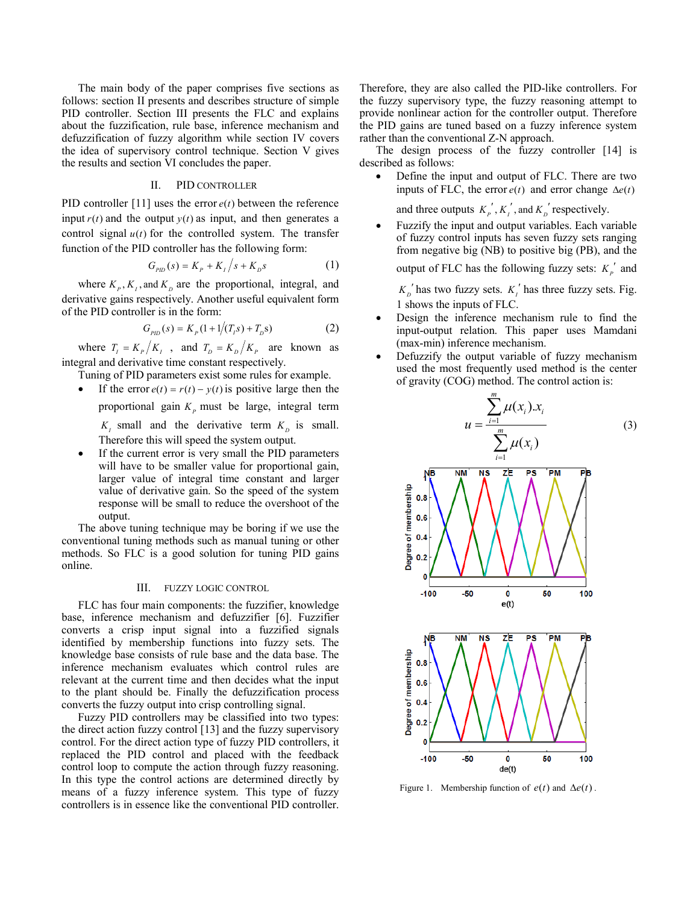The main body of the paper comprises five sections as follows: section II presents and describes structure of simple PID controller. Section III presents the FLC and explains about the fuzzification, rule base, inference mechanism and defuzzification of fuzzy algorithm while section IV covers the idea of supervisory control technique. Section V gives the results and section VI concludes the paper.

## II. PID CONTROLLER

PID controller [11] uses the error $e(t)$ between the reference input $r(t)$ and the output $y(t)$ as input, and then generates a control signal $u(t)$ for the controlled system. The transfer function of the PID controller has the following form:

$$G_{PID}(s) = K_P + K_I/s + K_D s \tag{1}$$

where $K_P$, $K_I$, and $K_D$ are the proportional, integral, and derivative gains respectively. Another useful equivalent form of the PID controller is in the form:

$$G_{PID}(s) = K_P(1 + 1/(T_I s) + T_D s) \tag{2}$$

where $T_I = K_P/K_I$ , and $T_D = K_D/K_P$ are known as integral and derivative time constant respectively.

Tuning of PID parameters exist some rules for example.

- If the error $e(t) = r(t) - y(t)$ is positive large then the proportional gain $K_P$ must be large, integral term $K_I$ small and the derivative term $K_D$ is small. Therefore this will speed the system output.
- If the current error is very small the PID parameters will have to be smaller value for proportional gain, larger value of integral time constant and larger value of derivative gain. So the speed of the system response will be small to reduce the overshoot of the output.

The above tuning technique may be boring if we use the conventional tuning methods such as manual tuning or other methods. So FLC is a good solution for tuning PID gains online.

## III. FUZZY LOGIC CONTROL

FLC has four main components: the fuzzifier, knowledge base, inference mechanism and defuzzifier [6]. Fuzzifier converts a crisp input signal into a fuzzified signals identified by membership functions into fuzzy sets. The knowledge base consists of rule base and the data base. The inference mechanism evaluates which control rules are relevant at the current time and then decides what the input to the plant should be. Finally the defuzzification process converts the fuzzy output into crisp controlling signal.

Fuzzy PID controllers may be classified into two types: the direct action fuzzy control [13] and the fuzzy supervisory control. For the direct action type of fuzzy PID controllers, it replaced the PID control and placed with the feedback control loop to compute the action through fuzzy reasoning. In this type the control actions are determined directly by means of a fuzzy inference system. This type of fuzzy controllers is in essence like the conventional PID controller. Therefore, they are also called the PID-like controllers. For the fuzzy supervisory type, the fuzzy reasoning attempt to provide nonlinear action for the controller output. Therefore the PID gains are tuned based on a fuzzy inference system rather than the conventional Z-N approach.

The design process of the fuzzy controller [14] is described as follows:

- Define the input and output of FLC. There are two inputs of FLC, the error $e(t)$ and error change $\Delta e(t)$ and three outputs $K_P'$, $K_I'$, and $K_D'$ respectively.
- Fuzzify the input and output variables. Each variable of fuzzy control inputs has seven fuzzy sets ranging from negative big (NB) to positive big (PB), and the output of FLC has the following fuzzy sets: $K_P'$ and $K_D'$ has two fuzzy sets. $K_I'$ has three fuzzy sets. Fig. 1 shows the inputs of FLC.
- Design the inference mechanism rule to find the input-output relation. This paper uses Mamdani (max-min) inference mechanism.
- Defuzzify the output variable of fuzzy mechanism used the most frequently used method is the center of gravity (COG) method. The control action is:

$$u = \frac{\sum_{i=1}^{m} \mu(x_i).x_i}{\sum_{i=1}^{m} \mu(x_i)} \tag{3}$$

Figure 1. Membership function of $e(t)$ and $\Delta e(t)$.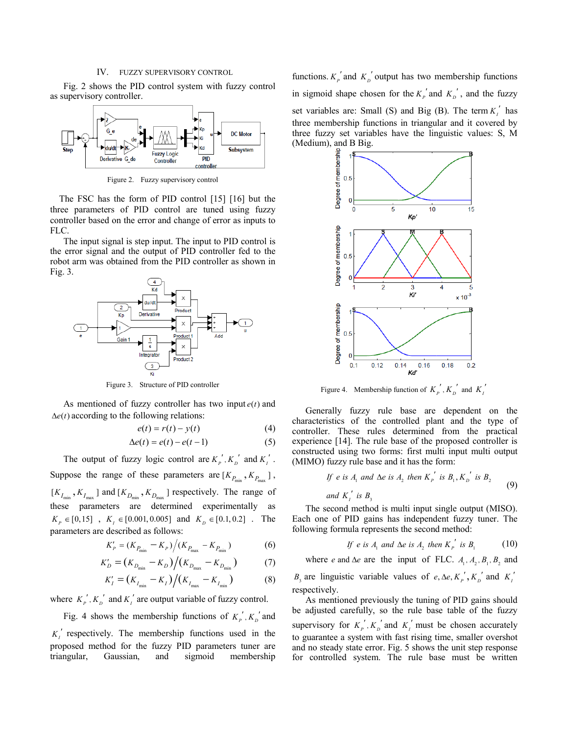## IV. FUZZY SUPERVISORY CONTROL

Fig. 2 shows the PID control system with fuzzy control as supervisory controller.

Figure 2. Fuzzy supervisory control

The FSC has the form of PID control [15] [16] but the three parameters of PID control are tuned using fuzzy controller based on the error and change of error as inputs to FLC.

The input signal is step input. The input to PID control is the error signal and the output of PID controller fed to the robot arm was obtained from the PID controller as shown in Fig. 3.

Figure 3. Structure of PID controller

As mentioned of fuzzy controller has two input $e(t)$ and $\Delta e(t)$ according to the following relations:

$$e(t) = r(t) - y(t) \tag{4}$$

$$\Delta e(t) = e(t) - e(t-1) \tag{5}$$

The output of fuzzy logic control are $K_P{}', K_D{}'$ and $K_I{}'$. Suppose the range of these parameters are $[K_{P_{\min}}, K_{P_{\max}}]$, $[K_{I_{\min}}, K_{I_{\max}}]$ and $[K_{D_{\min}}, K_{D_{\max}}]$ respectively. The range of these parameters are determined experimentally as $K_P \in [0,15]$, $K_I \in [0.001, 0.005]$ and $K_D \in [0.1, 0.2]$. The parameters are described as follows:

$$K'_P = (K_{P_{\min}} - K_P)/(K_{P_{\max}} - K_{P_{\min}}) \tag{6}$$

$$K'_D = (K_{D_{\min}} - K_D)/(K_{D_{\max}} - K_{D_{\min}}) \tag{7}$$

$$K'_I = (K_{I_{\min}} - K_I)/(K_{I_{\max}} - K_{I_{\min}}) \tag{8}$$

where $K_P{}', K_D{}'$ and $K_I{}'$ are output variable of fuzzy control.

Fig. 4 shows the membership functions of $K_P{}', K_D{}'$ and $K_I{}'$ respectively. The membership functions used in the proposed method for the fuzzy PID parameters tuner are triangular, Gaussian, and sigmoid membership functions. $K_P{}'$ and $K_D{}'$ output has two membership functions in sigmoid shape chosen for the $K_P{}'$ and $K_D{}'$, and the fuzzy set variables are: Small (S) and Big (B). The term $K_I{}'$ has three membership functions in triangular and it covered by three fuzzy set variables have the linguistic values: S, M (Medium), and B Big.

Figure 4. Membership function of $K_P{}', K_D{}'$ and $K_I{}'$

Generally fuzzy rule base are dependent on the characteristics of the controlled plant and the type of controller. These rules determined from the practical experience [14]. The rule base of the proposed controller is constructed using two forms: first multi input multi output (MIMO) fuzzy rule base and it has the form:

$$\begin{aligned} &\textit{If } e \textit{ is } A_1 \textit{ and } \Delta e \textit{ is } A_2 \textit{ then } K_P{}' \textit{ is } B_1, K_D{}' \textit{ is } B_2 \\ &\textit{and } K_I{}' \textit{ is } B_3 \end{aligned} \tag{9}$$

The second method is multi input single output (MISO). Each one of PID gains has independent fuzzy tuner. The following formula represents the second method:

$$\textit{If } e \textit{ is } A_1 \textit{ and } \Delta e \textit{ is } A_2 \textit{ then } K_P{}' \textit{ is } B_1 \tag{10}$$

where $e$ and $\Delta e$ are the input of FLC. $A_1, A_2, B_1, B_2$ and $B_3$ are linguistic variable values of $e, \Delta e, K_P{}', K_D{}'$ and $K_I{}'$ respectively.

As mentioned previously the tuning of PID gains should be adjusted carefully, so the rule base table of the fuzzy supervisory for $K_P{}', K_D{}'$ and $K_I{}'$ must be chosen accurately to guarantee a system with fast rising time, smaller overshot and no steady state error. Fig. 5 shows the unit step response for controlled system. The rule base must be written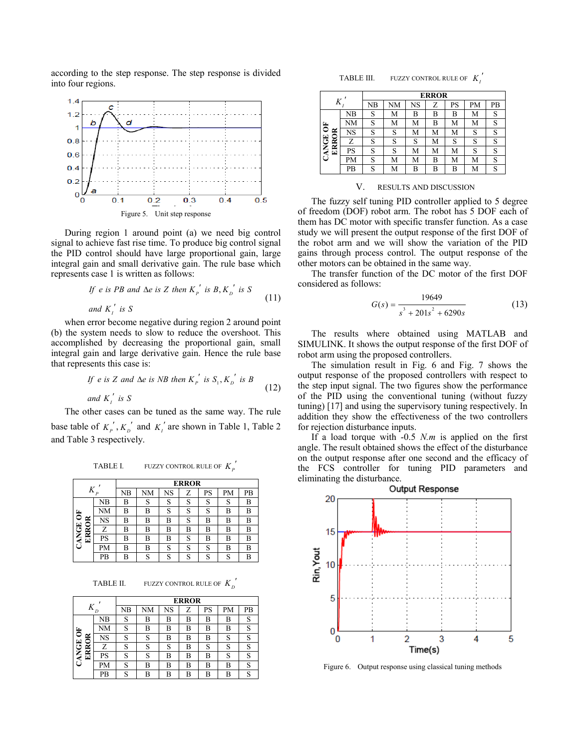according to the step response. The step response is divided into four regions.

Figure 5. Unit step response

During region 1 around point (a) we need big control signal to achieve fast rise time. To produce big control signal the PID control should have large proportional gain, large integral gain and small derivative gain. The rule base which represents case 1 is written as follows:

$$\text{If } e \text{ is } PB \text{ and } \Delta e \text{ is } Z \text{ then } K_P' \text{ is } B, K_D' \text{ is } S \text{ and } K_I' \text{ is } S \tag{11}$$

when error become negative during region 2 around point (b) the system needs to slow to reduce the overshoot. This accomplished by decreasing the proportional gain, small integral gain and large derivative gain. Hence the rule base that represents this case is:

$$\text{If } e \text{ is } Z \text{ and } \Delta e \text{ is } NB \text{ then } K_P' \text{ is } S_1, K_D' \text{ is } B \text{ and } K_I' \text{ is } S \tag{12}$$

The other cases can be tuned as the same way. The rule base table of $K_P'$, $K_D'$ and $K_I'$ are shown in Table 1, Table 2 and Table 3 respectively.

TABLE I. FUZZY CONTROL RULE OF $K_P'$

| $K_P'$ | | ERROR | | | | | | |
|---|---|---|---|---|---|---|---|---|
| | | NB | NM | NS | Z | PS | PM | PB |
| CANGE OF ERROR | NB | B | S | S | S | S | S | B |
| | NM | B | B | S | S | S | B | B |
| | NS | B | B | B | S | B | B | B |
| | Z | B | B | B | B | B | B | B |
| | PS | B | B | B | S | B | B | B |
| | PM | B | B | S | S | S | B | B |
| | PB | B | S | S | S | S | S | B |

TABLE II. FUZZY CONTROL RULE OF $K_D'$

| $K_D'$ | | ERROR | | | | | | |
|---|---|---|---|---|---|---|---|---|
| | | NB | NM | NS | Z | PS | PM | PB |
| CANGE OF ERROR | NB | S | B | B | B | B | B | S |
| | NM | S | B | B | B | B | B | S |
| | NS | S | S | B | B | B | S | S |
| | Z | S | S | S | B | S | S | S |
| | PS | S | S | B | B | B | S | S |
| | PM | S | B | B | B | B | B | S |
| | PB | S | B | B | B | B | B | S |

TABLE III. FUZZY CONTROL RULE OF $K_I'$

| $K_I'$ | | ERROR | | | | | | |
|---|---|---|---|---|---|---|---|---|
| | | NB | NM | NS | Z | PS | PM | PB |
| CANGE OF ERROR | NB | S | M | B | B | B | M | S |
| | NM | S | M | M | B | M | M | S |
| | NS | S | S | M | M | M | S | S |
| | Z | S | S | S | M | S | S | S |
| | PS | S | S | M | M | M | S | S |
| | PM | S | M | M | B | M | M | S |
| | PB | S | M | B | B | B | M | S |

## V. RESULTS AND DISCUSSION

The fuzzy self tuning PID controller applied to 5 degree of freedom (DOF) robot arm. The robot has 5 DOF each of them has DC motor with specific transfer function. As a case study we will present the output response of the first DOF of the robot arm and we will show the variation of the PID gains through process control. The output response of the other motors can be obtained in the same way.

The transfer function of the DC motor of the first DOF considered as follows:

$$G(s) = \frac{19649}{s^3 + 201s^2 + 6290s} \tag{13}$$

The results where obtained using MATLAB and SIMULINK. It shows the output response of the first DOF of robot arm using the proposed controllers.

The simulation result in Fig. 6 and Fig. 7 shows the output response of the proposed controllers with respect to the step input signal. The two figures show the performance of the PID using the conventional tuning (without fuzzy tuning) [17] and using the supervisory tuning respectively. In addition they show the effectiveness of the two controllers for rejection disturbance inputs.

If a load torque with -0.5 *N.m* is applied on the first angle. The result obtained shows the effect of the disturbance on the output response after one second and the efficacy of the FCS controller for tuning PID parameters and eliminating the disturbance.

Figure 6. Output response using classical tuning methods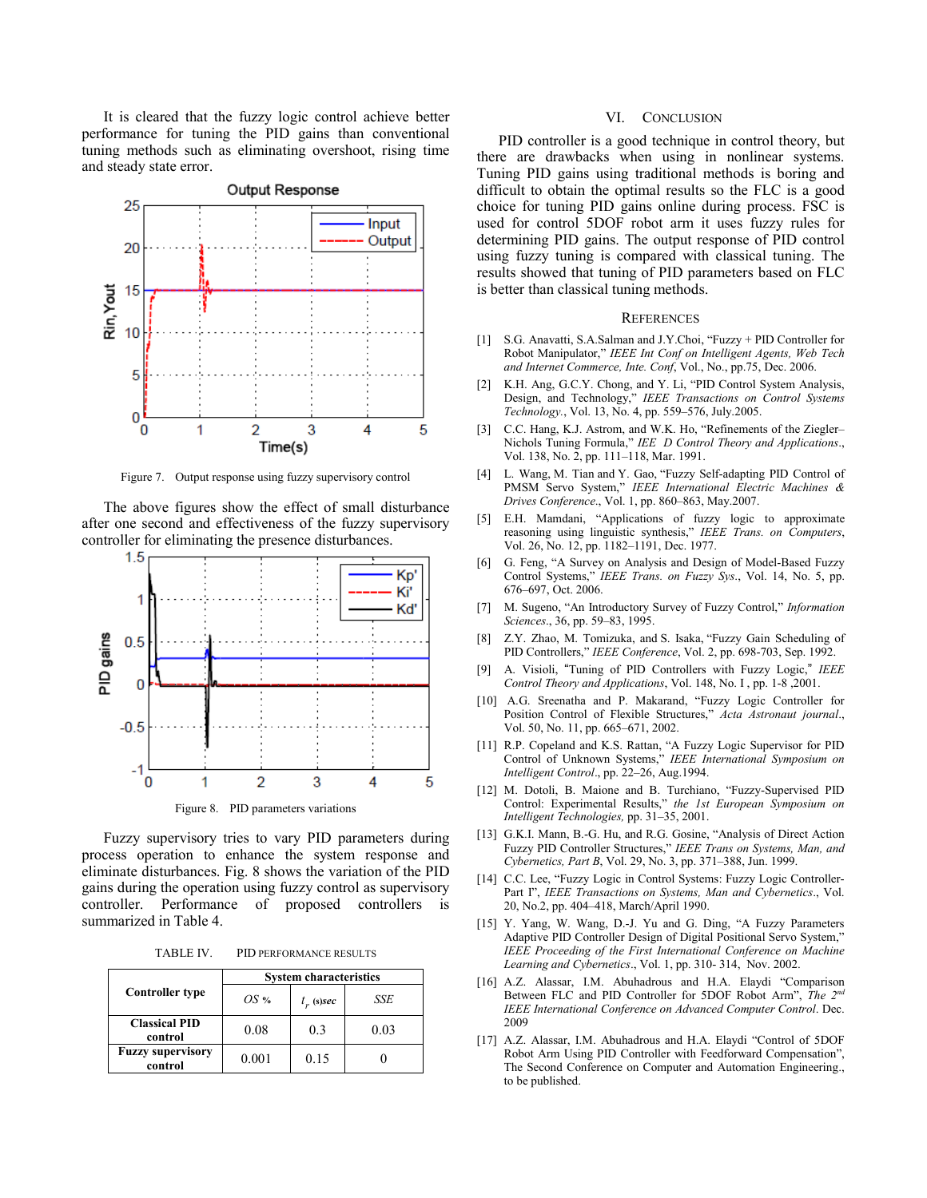It is cleared that the fuzzy logic control achieve better performance for tuning the PID gains than conventional tuning methods such as eliminating overshoot, rising time and steady state error.

Output Response

25
20
15
10
5
0
Rin, Yout

0 1 2 3 4 5
Time(s)

Input
Output

Figure 7. Output response using fuzzy supervisory control

The above figures show the effect of small disturbance after one second and effectiveness of the fuzzy supervisory controller for eliminating the presence disturbances.

1.5
1
0.5
0
-0.5
-1
PID gains

0 1 2 3 4 5

Kp'
Ki'
Kd'

Figure 8. PID parameters variations

Fuzzy supervisory tries to vary PID parameters during process operation to enhance the system response and eliminate disturbances. Fig. 8 shows the variation of the PID gains during the operation using fuzzy control as supervisory controller. Performance of proposed controllers is summarized in Table 4.

TABLE IV. PID PERFORMANCE RESULTS

| Controller type | System characteristics | | |
|---|---|---|---|
| | *OS %* | $t_r$ (s)*sec* | *SSE* |
| **Classical PID control** | 0.08 | 0.3 | 0.03 |
| **Fuzzy supervisory control** | 0.001 | 0.15 | 0 |

## VI. CONCLUSION

PID controller is a good technique in control theory, but there are drawbacks when using in nonlinear systems. Tuning PID gains using traditional methods is boring and difficult to obtain the optimal results so the FLC is a good choice for tuning PID gains online during process. FSC is used for control 5DOF robot arm it uses fuzzy rules for determining PID gains. The output response of PID control using fuzzy tuning is compared with classical tuning. The results showed that tuning of PID parameters based on FLC is better than classical tuning methods.

## REFERENCES

[1] S.G. Anavatti, S.A.Salman and J.Y.Choi, "Fuzzy + PID Controller for Robot Manipulator," *IEEE Int Conf on Intelligent Agents, Web Tech and Internet Commerce, Inte. Conf*, Vol., No., pp.75, Dec. 2006.

[2] K.H. Ang, G.C.Y. Chong, and Y. Li, "PID Control System Analysis, Design, and Technology," *IEEE Transactions on Control Systems Technology.*, Vol. 13, No. 4, pp. 559–576, July.2005.

[3] C.C. Hang, K.J. Astrom, and W.K. Ho, "Refinements of the Ziegler–Nichols Tuning Formula," *IEE D Control Theory and Applications*., Vol. 138, No. 2, pp. 111–118, Mar. 1991.

[4] L. Wang, M. Tian and Y. Gao, "Fuzzy Self-adapting PID Control of PMSM Servo System," *IEEE International Electric Machines & Drives Conference*., Vol. 1, pp. 860–863, May.2007.

[5] E.H. Mamdani, "Applications of fuzzy logic to approximate reasoning using linguistic synthesis," *IEEE Trans. on Computers*, Vol. 26, No. 12, pp. 1182–1191, Dec. 1977.

[6] G. Feng, "A Survey on Analysis and Design of Model-Based Fuzzy Control Systems," *IEEE Trans. on Fuzzy Sys*., Vol. 14, No. 5, pp. 676–697, Oct. 2006.

[7] M. Sugeno, "An Introductory Survey of Fuzzy Control," *Information Sciences*., 36, pp. 59–83, 1995.

[8] Z.Y. Zhao, M. Tomizuka, and S. Isaka, "Fuzzy Gain Scheduling of PID Controllers," *IEEE Conference*, Vol. 2, pp. 698-703, Sep. 1992.

[9] A. Visioli, "Tuning of PID Controllers with Fuzzy Logic," *IEEE Control Theory and Applications*, Vol. 148, No. I , pp. 1-8 ,2001.

[10] A.G. Sreenatha and P. Makarand, "Fuzzy Logic Controller for Position Control of Flexible Structures," *Acta Astronaut journal.*, Vol. 50, No. 11, pp. 665–671, 2002.

[11] R.P. Copeland and K.S. Rattan, "A Fuzzy Logic Supervisor for PID Control of Unknown Systems," *IEEE International Symposium on Intelligent Control*., pp. 22–26, Aug.1994.

[12] M. Dotoli, B. Maione and B. Turchiano, "Fuzzy-Supervised PID Control: Experimental Results," *the 1st European Symposium on Intelligent Technologies,* pp. 31–35, 2001.

[13] G.K.I. Mann, B.-G. Hu, and R.G. Gosine, "Analysis of Direct Action Fuzzy PID Controller Structures," *IEEE Trans on Systems, Man, and Cybernetics, Part B*, Vol. 29, No. 3, pp. 371–388, Jun. 1999.

[14] C.C. Lee, "Fuzzy Logic in Control Systems: Fuzzy Logic Controller-Part I", *IEEE Transactions on Systems, Man and Cybernetics*., Vol. 20, No.2, pp. 404–418, March/April 1990.

[15] Y. Yang, W. Wang, D.-J. Yu and G. Ding, "A Fuzzy Parameters Adaptive PID Controller Design of Digital Positional Servo System," *IEEE Proceeding of the First International Conference on Machine Learning and Cybernetics*., Vol. 1, pp. 310- 314, Nov. 2002.

[16] A.Z. Alassar, I.M. Abuhadrous and H.A. Elaydi "Comparison Between FLC and PID Controller for 5DOF Robot Arm", *The 2nd IEEE International Conference on Advanced Computer Control*. Dec. 2009

[17] A.Z. Alassar, I.M. Abuhadrous and H.A. Elaydi "Control of 5DOF Robot Arm Using PID Controller with Feedforward Compensation", The Second Conference on Computer and Automation Engineering., to be published.